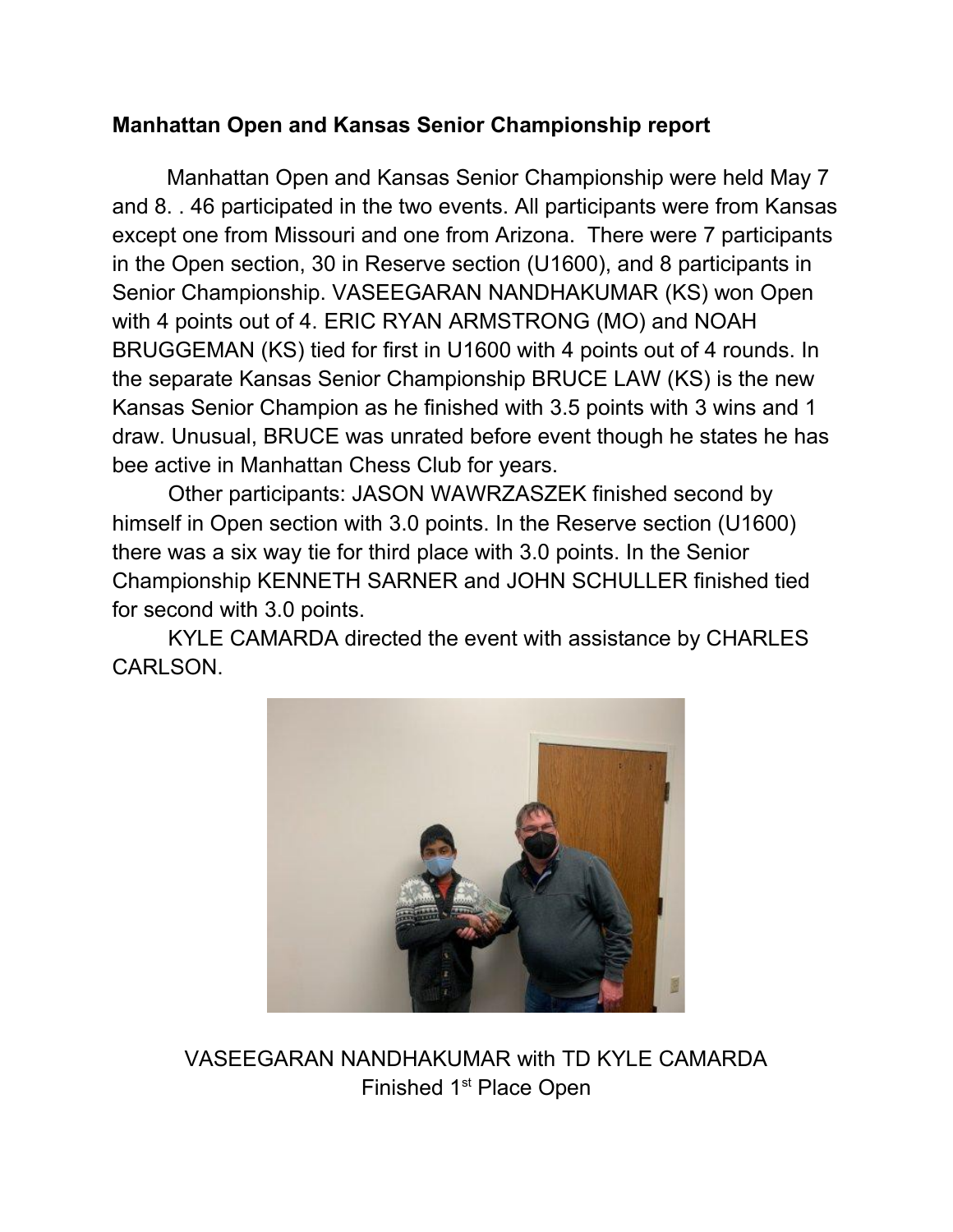**Manhattan Open and Kansas Senior Championship report**

Manhattan Open and Kansas Senior Championship were held May 7 and 8. . 46 participated in the two events. All participants were from Kansas except one from Missouri and one from Arizona. There were 7 participants in the Open section, 30 in Reserve section (U1600), and 8 participants in Senior Championship. VASEEGARAN NANDHAKUMAR (KS) won Open with 4 points out of 4. ERIC RYAN ARMSTRONG (MO) and NOAH BRUGGEMAN (KS) tied for first in U1600 with 4 points out of 4 rounds. In the separate Kansas Senior Championship BRUCE LAW (KS) is the new Kansas Senior Champion as he finished with 3.5 points with 3 wins and 1 draw. Unusual, BRUCE was unrated before event though he states he has bee active in Manhattan Chess Club for years.

Other participants: JASON WAWRZASZEK finished second by himself in Open section with 3.0 points. In the Reserve section (U1600) there was a six way tie for third place with 3.0 points. In the Senior Championship KENNETH SARNER and JOHN SCHULLER finished tied for second with 3.0 points.

KYLE CAMARDA directed the event with assistance by CHARLES CARLSON.

VASEEGARAN NANDHAKUMAR with TD KYLE CAMARDA
Finished 1st Place Open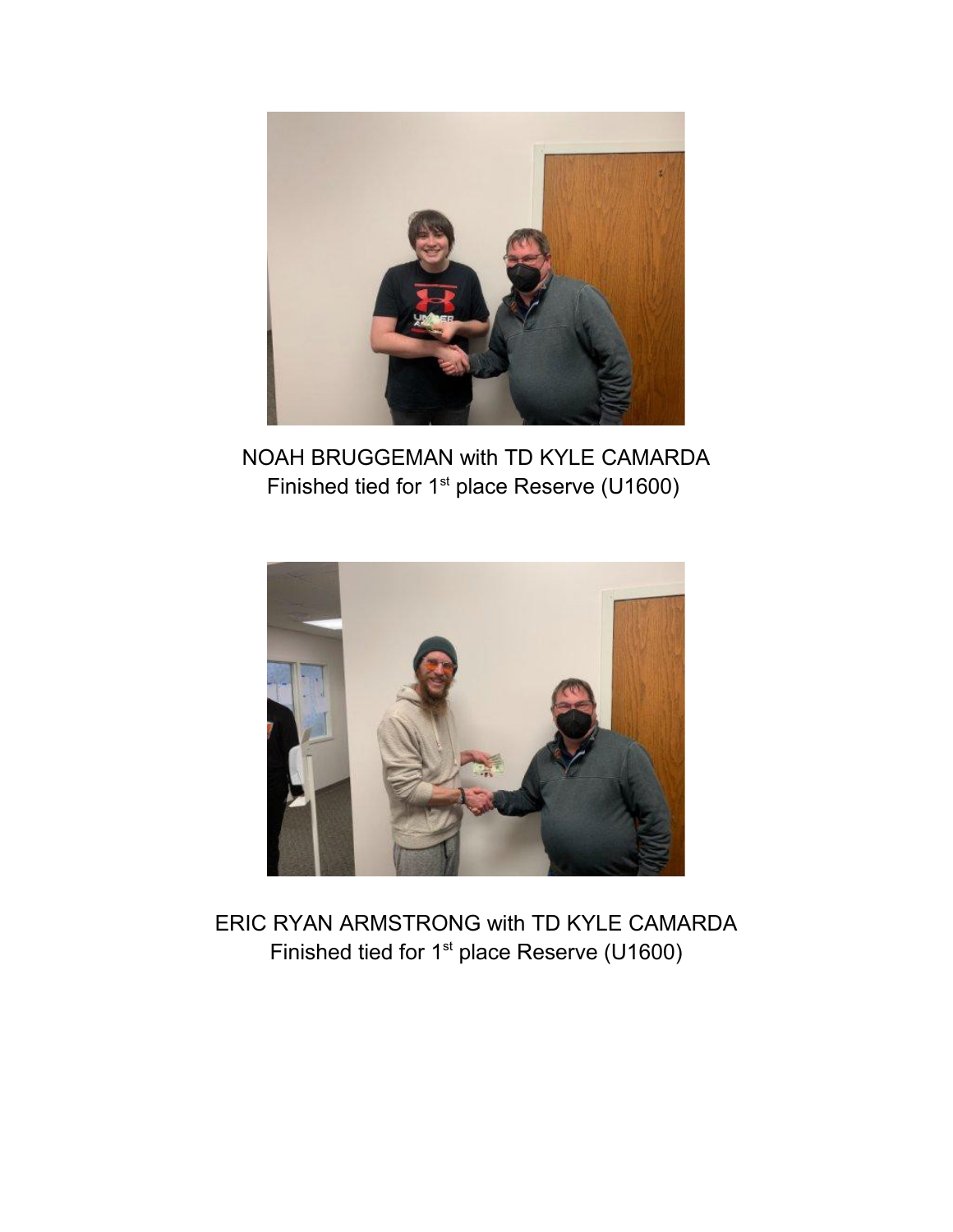NOAH BRUGGEMAN with TD KYLE CAMARDA
Finished tied for 1st place Reserve (U1600)

ERIC RYAN ARMSTRONG with TD KYLE CAMARDA
Finished tied for 1st place Reserve (U1600)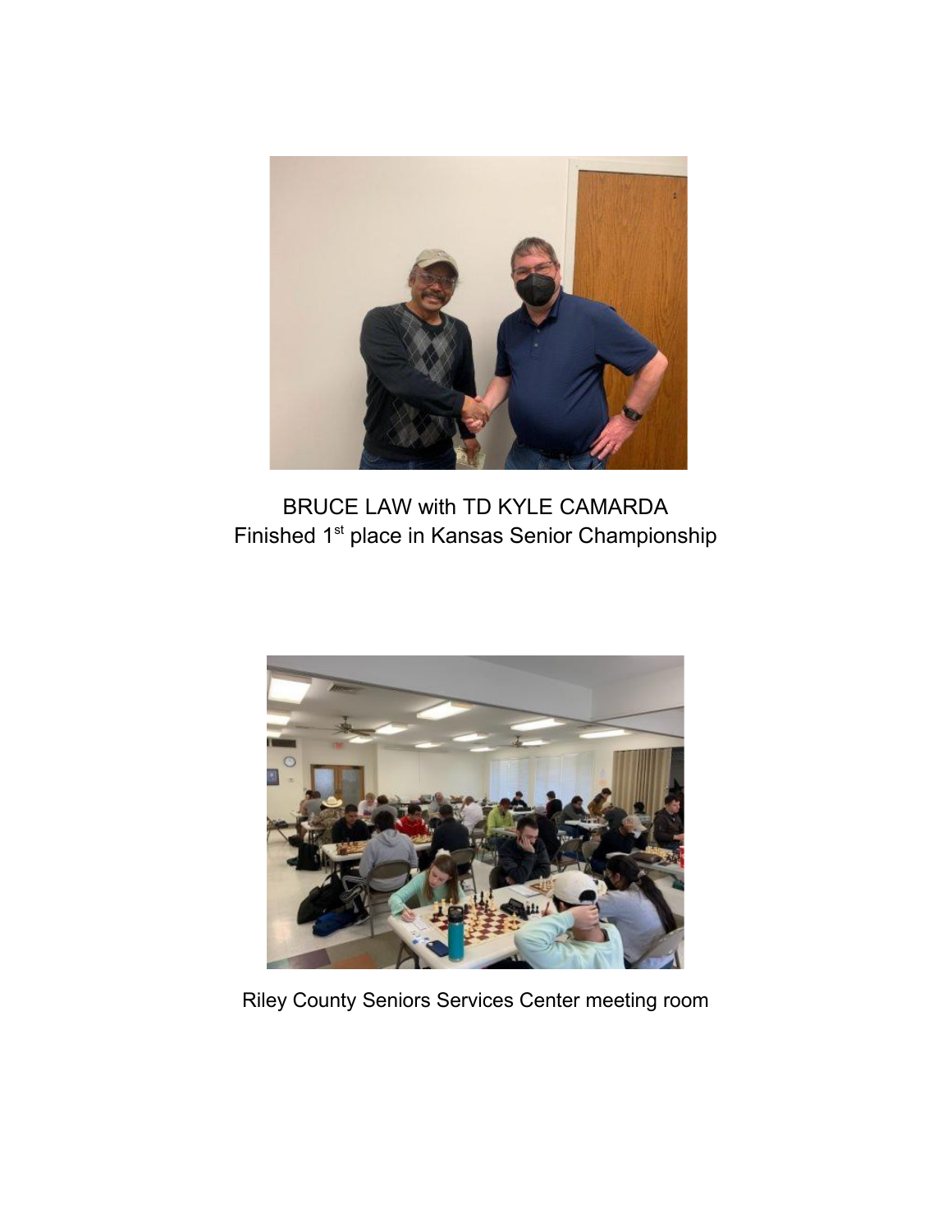BRUCE LAW with TD KYLE CAMARDA
Finished 1st place in Kansas Senior Championship

Riley County Seniors Services Center meeting room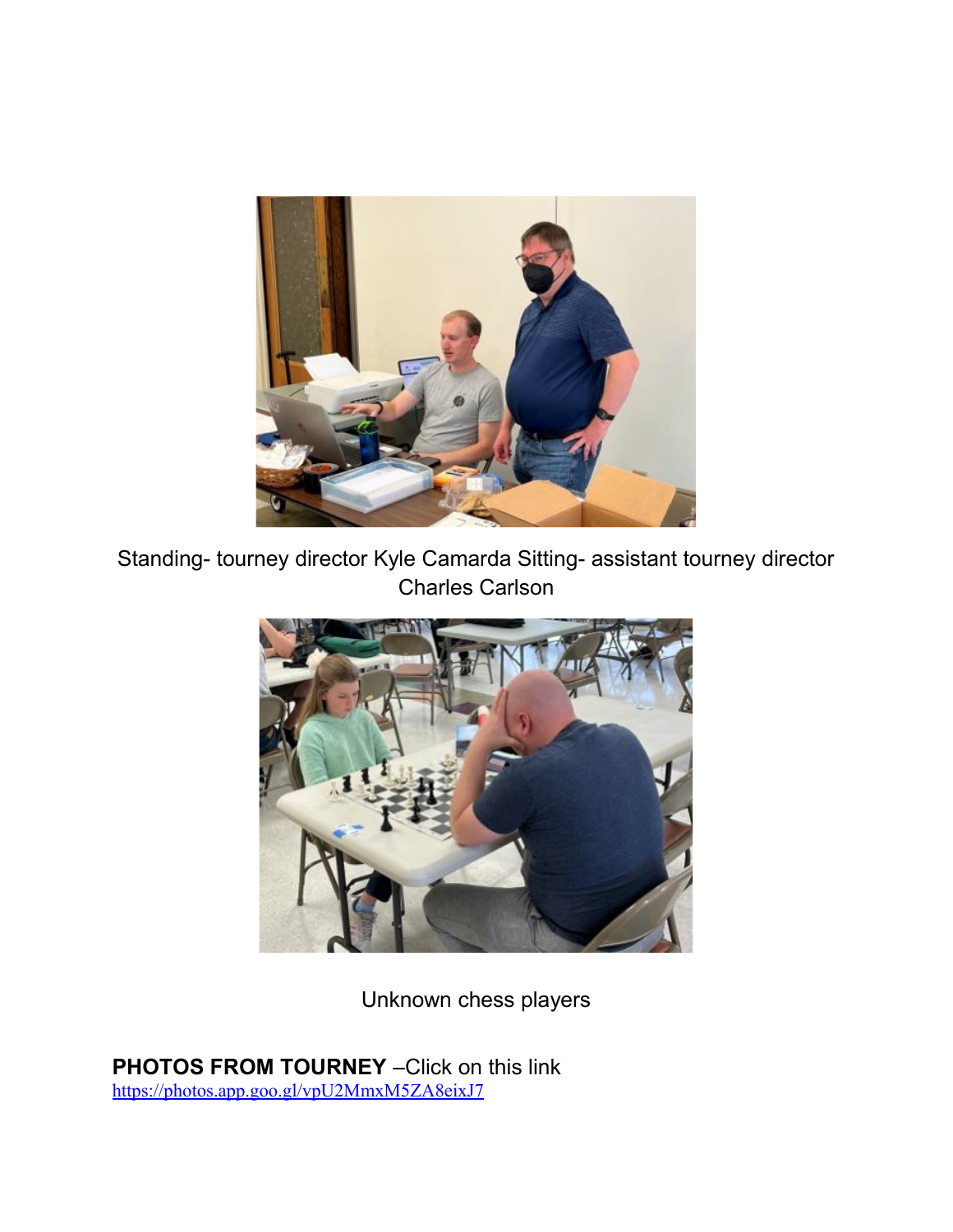Standing- tourney director Kyle Camarda Sitting- assistant tourney director Charles Carlson

Unknown chess players

**PHOTOS FROM TOURNEY** –Click on this link
https://photos.app.goo.gl/vpU2MmxM5ZA8eixJ7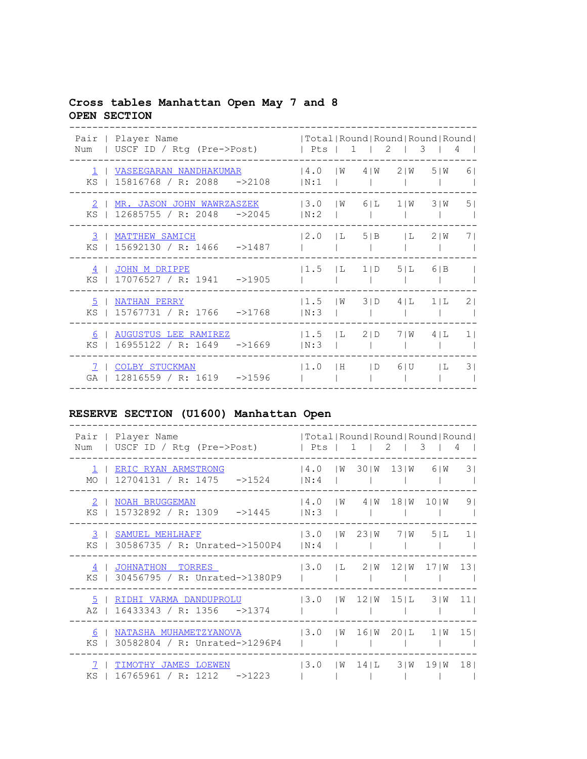## Cross tables Manhattan Open May 7 and 8

### OPEN SECTION

| Pair Num | Player Name / USCF ID / Rtg (Pre->Post) | Total Pts | Round 1 | Round 2 | Round 3 | Round 4 |
|---|---|---|---|---|---|---|
| 1 KS | VASEEGARAN NANDHAKUMAR / 15816768 / R: 2088 ->2108 | 4.0 N:1 | W 4 | W 2 | W 5 | W 6 |
| 2 KS | MR. JASON JOHN WAWRZASZEK / 12685755 / R: 2048 ->2045 | 3.0 N:2 | W 6 | L 1 | W 3 | W 5 |
| 3 KS | MATTHEW SAMICH / 15692130 / R: 1466 ->1487 | 2.0 | L 5 | B | L 2 | W 7 |
| 4 KS | JOHN M DRIPPE / 17076527 / R: 1941 ->1905 | 1.5 | L 1 | D 5 | L 6 | B |
| 5 KS | NATHAN PERRY / 15767731 / R: 1766 ->1768 | 1.5 N:3 | W 3 | D 4 | L 1 | L 2 |
| 6 KS | AUGUSTUS LEE RAMIREZ / 16955122 / R: 1649 ->1669 | 1.5 N:3 | L 2 | D 7 | W 4 | L 1 |
| 7 GA | COLBY STUCKMAN / 12816559 / R: 1619 ->1596 | 1.0 | H | D 6 | U | L 3 |

### RESERVE SECTION (U1600) Manhattan Open

| Pair Num | Player Name / USCF ID / Rtg (Pre->Post) | Total Pts | Round 1 | Round 2 | Round 3 | Round 4 |
|---|---|---|---|---|---|---|
| 1 MO | ERIC RYAN ARMSTRONG / 12704131 / R: 1475 ->1524 | 4.0 N:4 | W 30 | W 13 | W 6 | W 3 |
| 2 KS | NOAH BRUGGEMAN / 15732892 / R: 1309 ->1445 | 4.0 N:3 | W 4 | W 18 | W 10 | W 9 |
| 3 KS | SAMUEL MEHLHAFF / 30586735 / R: Unrated->1500P4 | 3.0 N:4 | W 23 | W 7 | W 5 | L 1 |
| 4 KS | JOHNATHON TORRES / 30456795 / R: Unrated->1380P9 | 3.0 | L 2 | W 12 | W 17 | W 13 |
| 5 AZ | RIDHI VARMA DANDUPROLU / 16433343 / R: 1356 ->1374 | 3.0 | W 12 | W 15 | L 3 | W 11 |
| 6 KS | NATASHA MUHAMETZYANOVA / 30582804 / R: Unrated->1296P4 | 3.0 | W 16 | W 20 | L 1 | W 15 |
| 7 KS | TIMOTHY JAMES LOEWEN / 16765961 / R: 1212 ->1223 | 3.0 | W 14 | L 3 | W 19 | W 18 |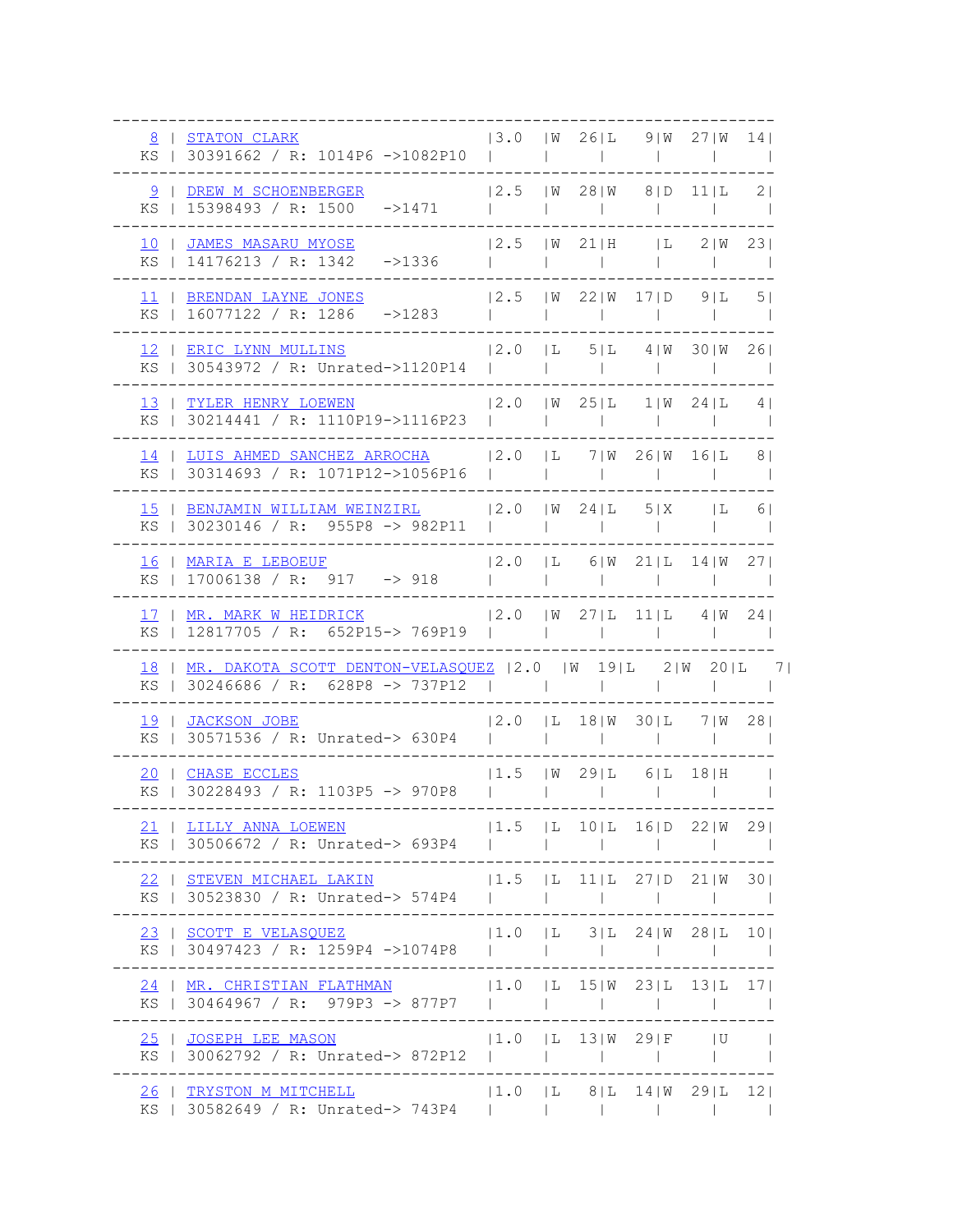| Pair | Player Name / USCF ID / Rtg (Pre->Post) | Total | Round 1 | Round 2 | Round 3 | Round 4 |
|---|---|---|---|---|---|---|
| 8 KS | STATON CLARK 30391662 / R: 1014P6 ->1082P10 | 3.0 | W 26 | L 9 | W 27 | W 14 |
| 9 KS | DREW M SCHOENBERGER 15398493 / R: 1500 ->1471 | 2.5 | W 28 | W 8 | D 11 | L 2 |
| 10 KS | JAMES MASARU MYOSE 14176213 / R: 1342 ->1336 | 2.5 | W 21 | H | L 2 | W 23 |
| 11 KS | BRENDAN LAYNE JONES 16077122 / R: 1286 ->1283 | 2.5 | W 22 | W 17 | D 9 | L 5 |
| 12 KS | ERIC LYNN MULLINS 30543972 / R: Unrated->1120P14 | 2.0 | L 5 | L 4 | W 30 | W 26 |
| 13 KS | TYLER HENRY LOEWEN 30214441 / R: 1110P19->1116P23 | 2.0 | W 25 | L 1 | W 24 | L 4 |
| 14 KS | LUIS AHMED SANCHEZ ARROCHA 30314693 / R: 1071P12->1056P16 | 2.0 | L 7 | W 26 | W 16 | L 8 |
| 15 KS | BENJAMIN WILLIAM WEINZIRL 30230146 / R: 955P8 -> 982P11 | 2.0 | W 24 | L 5 | X | L 6 |
| 16 KS | MARIA E LEBOEUF 17006138 / R: 917 -> 918 | 2.0 | L 6 | W 21 | L 14 | W 27 |
| 17 KS | MR. MARK W HEIDRICK 12817705 / R: 652P15-> 769P19 | 2.0 | W 27 | L 11 | L 4 | W 24 |
| 18 KS | MR. DAKOTA SCOTT DENTON-VELASQUEZ 30246686 / R: 628P8 -> 737P12 | 2.0 | W 19 | L 2 | W 20 | L 7 |
| 19 KS | JACKSON JOBE 30571536 / R: Unrated-> 630P4 | 2.0 | L 18 | W 30 | L 7 | W 28 |
| 20 KS | CHASE ECCLES 30228493 / R: 1103P5 -> 970P8 | 1.5 | W 29 | L 6 | L 18 | H |
| 21 KS | LILLY ANNA LOEWEN 30506672 / R: Unrated-> 693P4 | 1.5 | L 10 | L 16 | D 22 | W 29 |
| 22 KS | STEVEN MICHAEL LAKIN 30523830 / R: Unrated-> 574P4 | 1.5 | L 11 | L 27 | D 21 | W 30 |
| 23 KS | SCOTT E VELASQUEZ 30497423 / R: 1259P4 ->1074P8 | 1.0 | L 3 | L 24 | W 28 | L 10 |
| 24 KS | MR. CHRISTIAN FLATHMAN 30464967 / R: 979P3 -> 877P7 | 1.0 | L 15 | W 23 | L 13 | L 17 |
| 25 KS | JOSEPH LEE MASON 30062792 / R: Unrated-> 872P12 | 1.0 | L 13 | W 29 | F | U |
| 26 KS | TRYSTON M MITCHELL 30582649 / R: Unrated-> 743P4 | 1.0 | L 8 | L 14 | W 29 | L 12 |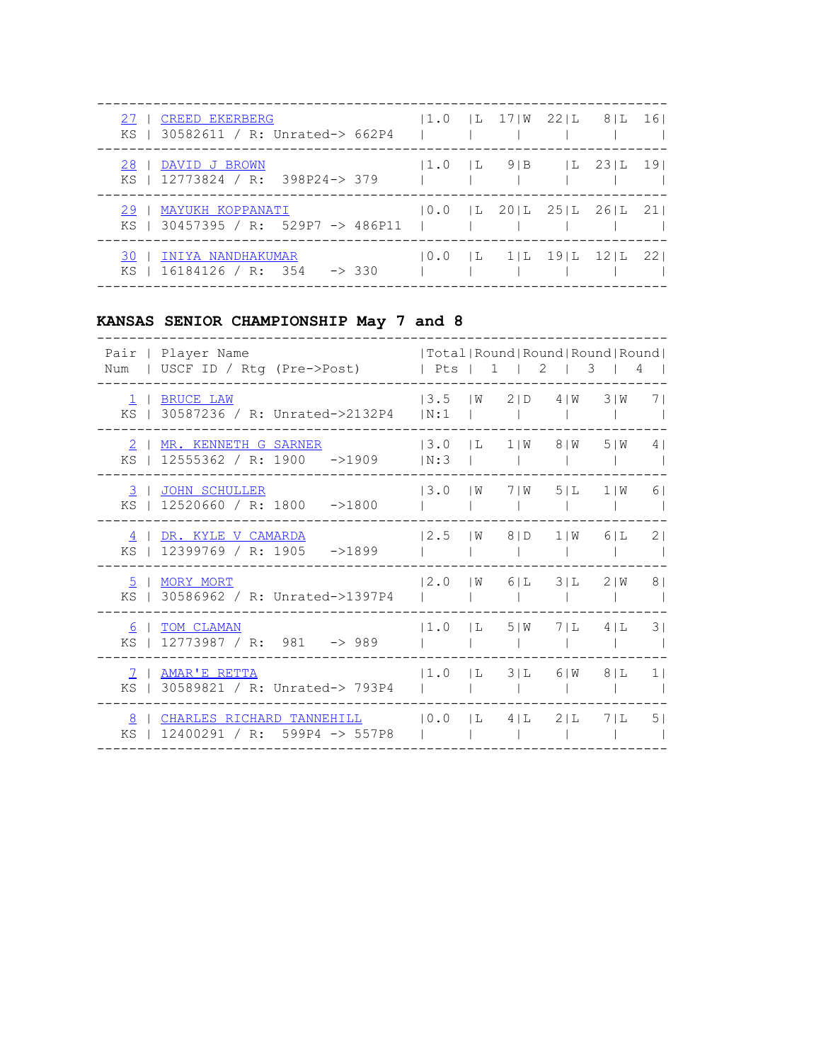| | | | | | | |
|---|---|---|---|---|---|---|
| 27 | CREED EKERBERG | 1.0 | L 17 | W 22 | L 8 | L 16 |
| KS | 30582611 / R: Unrated-> 662P4 | | | | | |
| 28 | DAVID J BROWN | 1.0 | L 9 | B | L 23 | L 19 |
| KS | 12773824 / R: 398P24-> 379 | | | | | |
| 29 | MAYUKH KOPPANATI | 0.0 | L 20 | L 25 | L 26 | L 21 |
| KS | 30457395 / R: 529P7 -> 486P11 | | | | | |
| 30 | INIYA NANDHAKUMAR | 0.0 | L 1 | L 19 | L 12 | L 22 |
| KS | 16184126 / R: 354 -> 330 | | | | | |

## KANSAS SENIOR CHAMPIONSHIP May 7 and 8

| Pair Num | Player Name USCF ID / Rtg (Pre->Post) | Total Pts | Round 1 | Round 2 | Round 3 | Round 4 |
|---|---|---|---|---|---|---|
| 1 | BRUCE LAW | 3.5 | W 2 | D 4 | W 3 | W 7 |
| KS | 30587236 / R: Unrated->2132P4 | N:1 | | | | |
| 2 | MR. KENNETH G SARNER | 3.0 | L 1 | W 8 | W 5 | W 4 |
| KS | 12555362 / R: 1900 ->1909 | N:3 | | | | |
| 3 | JOHN SCHULLER | 3.0 | W 7 | W 5 | L 1 | W 6 |
| KS | 12520660 / R: 1800 ->1800 | | | | | |
| 4 | DR. KYLE V CAMARDA | 2.5 | W 8 | D 1 | W 6 | L 2 |
| KS | 12399769 / R: 1905 ->1899 | | | | | |
| 5 | MORY MORT | 2.0 | W 6 | L 3 | L 2 | W 8 |
| KS | 30586962 / R: Unrated->1397P4 | | | | | |
| 6 | TOM CLAMAN | 1.0 | L 5 | W 7 | L 4 | L 3 |
| KS | 12773987 / R: 981 -> 989 | | | | | |
| 7 | AMAR'E RETTA | 1.0 | L 3 | L 6 | W 8 | L 1 |
| KS | 30589821 / R: Unrated-> 793P4 | | | | | |
| 8 | CHARLES RICHARD TANNEHILL | 0.0 | L 4 | L 2 | L 7 | L 5 |
| KS | 12400291 / R: 599P4 -> 557P8 | | | | | |